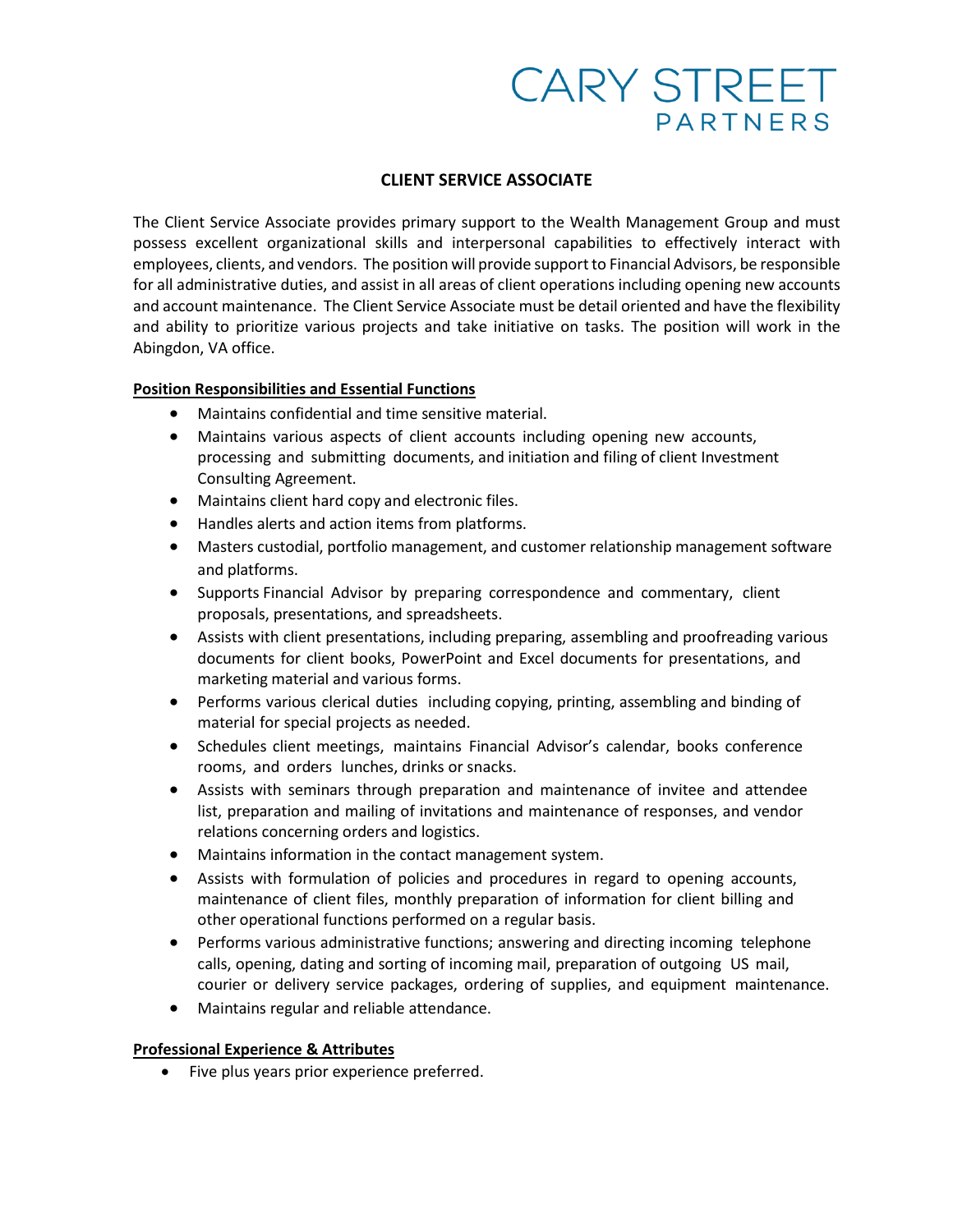CARY STREET
PARTNERS

# CLIENT SERVICE ASSOCIATE

The Client Service Associate provides primary support to the Wealth Management Group and must possess excellent organizational skills and interpersonal capabilities to effectively interact with employees, clients, and vendors. The position will provide support to Financial Advisors, be responsible for all administrative duties, and assist in all areas of client operations including opening new accounts and account maintenance. The Client Service Associate must be detail oriented and have the flexibility and ability to prioritize various projects and take initiative on tasks. The position will work in the Abingdon, VA office.

## Position Responsibilities and Essential Functions

- Maintains confidential and time sensitive material.
- Maintains various aspects of client accounts including opening new accounts, processing and submitting documents, and initiation and filing of client Investment Consulting Agreement.
- Maintains client hard copy and electronic files.
- Handles alerts and action items from platforms.
- Masters custodial, portfolio management, and customer relationship management software and platforms.
- Supports Financial Advisor by preparing correspondence and commentary, client proposals, presentations, and spreadsheets.
- Assists with client presentations, including preparing, assembling and proofreading various documents for client books, PowerPoint and Excel documents for presentations, and marketing material and various forms.
- Performs various clerical duties including copying, printing, assembling and binding of material for special projects as needed.
- Schedules client meetings, maintains Financial Advisor's calendar, books conference rooms, and orders lunches, drinks or snacks.
- Assists with seminars through preparation and maintenance of invitee and attendee list, preparation and mailing of invitations and maintenance of responses, and vendor relations concerning orders and logistics.
- Maintains information in the contact management system.
- Assists with formulation of policies and procedures in regard to opening accounts, maintenance of client files, monthly preparation of information for client billing and other operational functions performed on a regular basis.
- Performs various administrative functions; answering and directing incoming telephone calls, opening, dating and sorting of incoming mail, preparation of outgoing US mail, courier or delivery service packages, ordering of supplies, and equipment maintenance.
- Maintains regular and reliable attendance.

## Professional Experience & Attributes

- Five plus years prior experience preferred.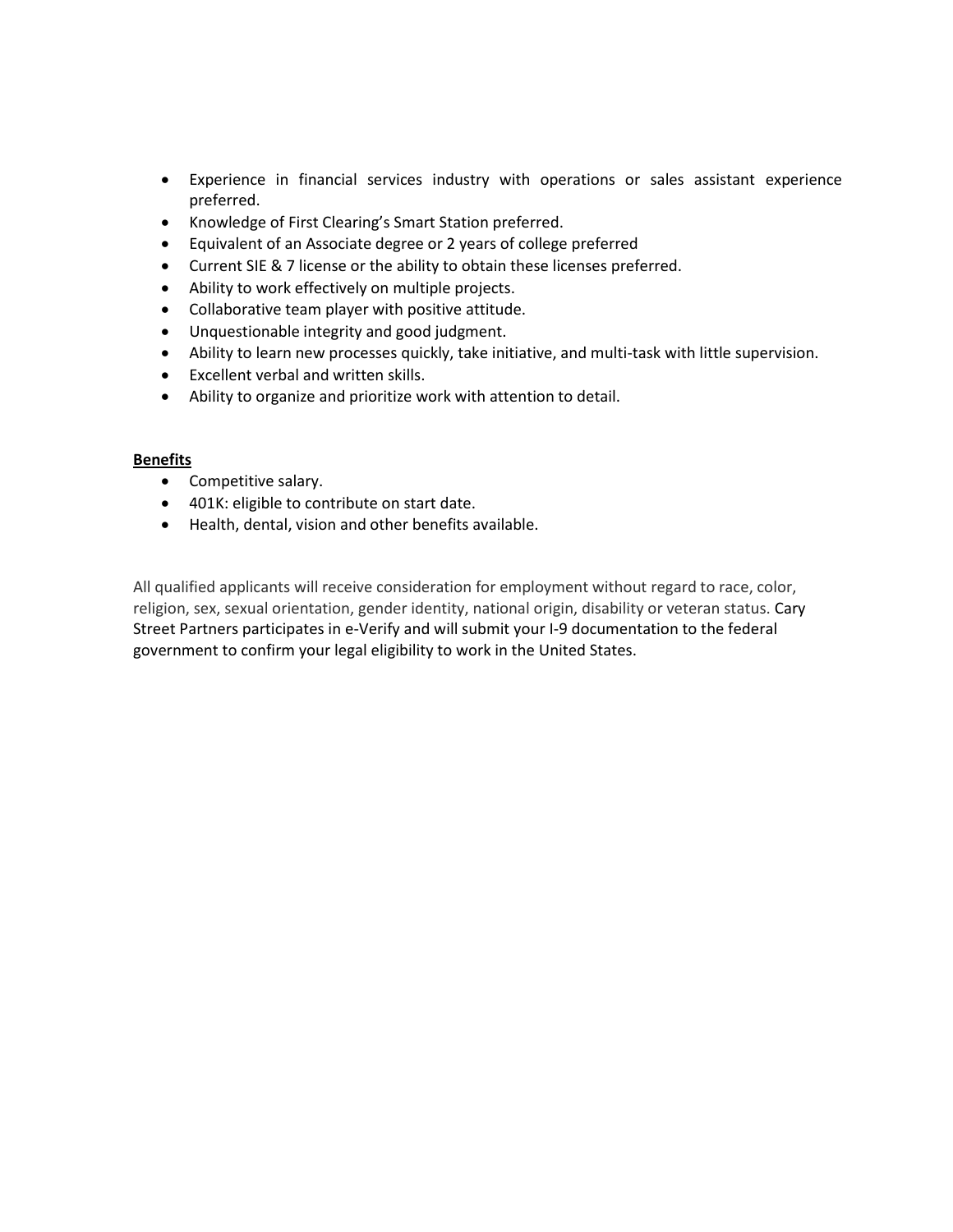- Experience in financial services industry with operations or sales assistant experience preferred.
- Knowledge of First Clearing's Smart Station preferred.
- Equivalent of an Associate degree or 2 years of college preferred
- Current SIE & 7 license or the ability to obtain these licenses preferred.
- Ability to work effectively on multiple projects.
- Collaborative team player with positive attitude.
- Unquestionable integrity and good judgment.
- Ability to learn new processes quickly, take initiative, and multi-task with little supervision.
- Excellent verbal and written skills.
- Ability to organize and prioritize work with attention to detail.

**Benefits**

- Competitive salary.
- 401K: eligible to contribute on start date.
- Health, dental, vision and other benefits available.

All qualified applicants will receive consideration for employment without regard to race, color, religion, sex, sexual orientation, gender identity, national origin, disability or veteran status. Cary Street Partners participates in e-Verify and will submit your I-9 documentation to the federal government to confirm your legal eligibility to work in the United States.